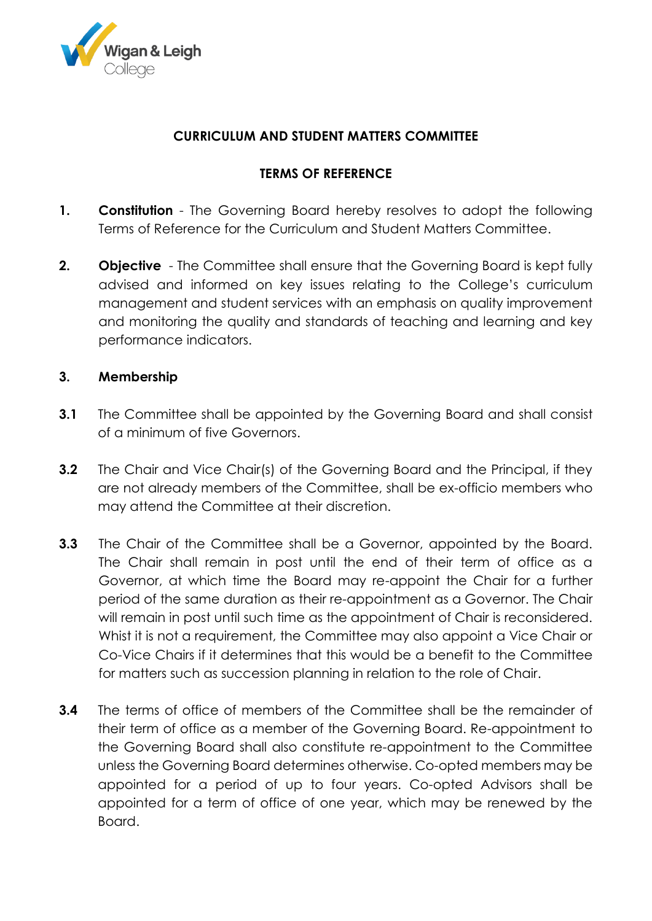Wigan & Leigh College

# CURRICULUM AND STUDENT MATTERS COMMITTEE

## TERMS OF REFERENCE

**1.** **Constitution** - The Governing Board hereby resolves to adopt the following Terms of Reference for the Curriculum and Student Matters Committee.

**2.** **Objective** - The Committee shall ensure that the Governing Board is kept fully advised and informed on key issues relating to the College's curriculum management and student services with an emphasis on quality improvement and monitoring the quality and standards of teaching and learning and key performance indicators.

**3.** **Membership**

**3.1** The Committee shall be appointed by the Governing Board and shall consist of a minimum of five Governors.

**3.2** The Chair and Vice Chair(s) of the Governing Board and the Principal, if they are not already members of the Committee, shall be ex-officio members who may attend the Committee at their discretion.

**3.3** The Chair of the Committee shall be a Governor, appointed by the Board. The Chair shall remain in post until the end of their term of office as a Governor, at which time the Board may re-appoint the Chair for a further period of the same duration as their re-appointment as a Governor. The Chair will remain in post until such time as the appointment of Chair is reconsidered. Whist it is not a requirement, the Committee may also appoint a Vice Chair or Co-Vice Chairs if it determines that this would be a benefit to the Committee for matters such as succession planning in relation to the role of Chair.

**3.4** The terms of office of members of the Committee shall be the remainder of their term of office as a member of the Governing Board. Re-appointment to the Governing Board shall also constitute re-appointment to the Committee unless the Governing Board determines otherwise. Co-opted members may be appointed for a period of up to four years. Co-opted Advisors shall be appointed for a term of office of one year, which may be renewed by the Board.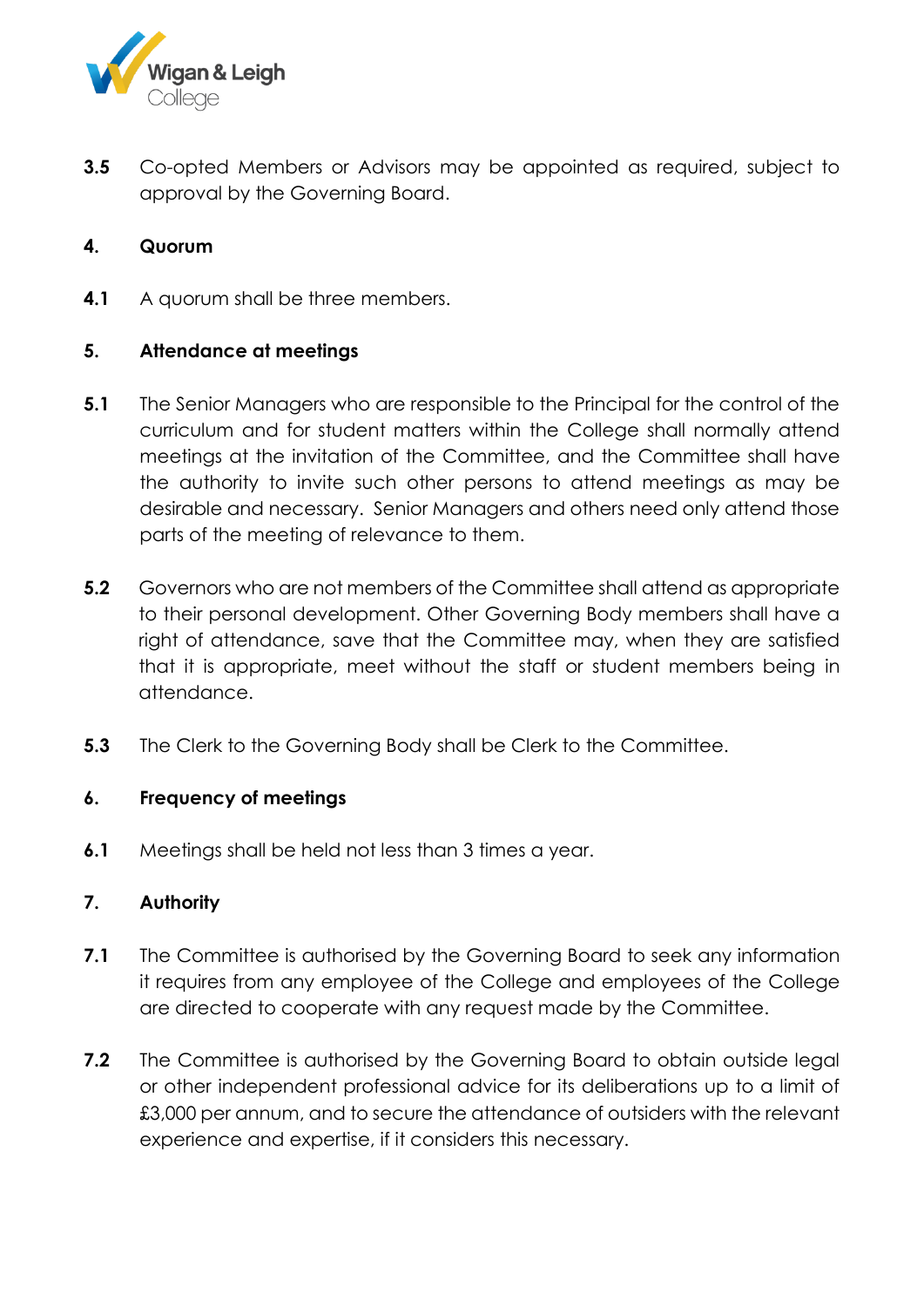**3.5** Co-opted Members or Advisors may be appointed as required, subject to approval by the Governing Board.

## 4. Quorum

**4.1** A quorum shall be three members.

## 5. Attendance at meetings

**5.1** The Senior Managers who are responsible to the Principal for the control of the curriculum and for student matters within the College shall normally attend meetings at the invitation of the Committee, and the Committee shall have the authority to invite such other persons to attend meetings as may be desirable and necessary. Senior Managers and others need only attend those parts of the meeting of relevance to them.

**5.2** Governors who are not members of the Committee shall attend as appropriate to their personal development. Other Governing Body members shall have a right of attendance, save that the Committee may, when they are satisfied that it is appropriate, meet without the staff or student members being in attendance.

**5.3** The Clerk to the Governing Body shall be Clerk to the Committee.

## 6. Frequency of meetings

**6.1** Meetings shall be held not less than 3 times a year.

## 7. Authority

**7.1** The Committee is authorised by the Governing Board to seek any information it requires from any employee of the College and employees of the College are directed to cooperate with any request made by the Committee.

**7.2** The Committee is authorised by the Governing Board to obtain outside legal or other independent professional advice for its deliberations up to a limit of £3,000 per annum, and to secure the attendance of outsiders with the relevant experience and expertise, if it considers this necessary.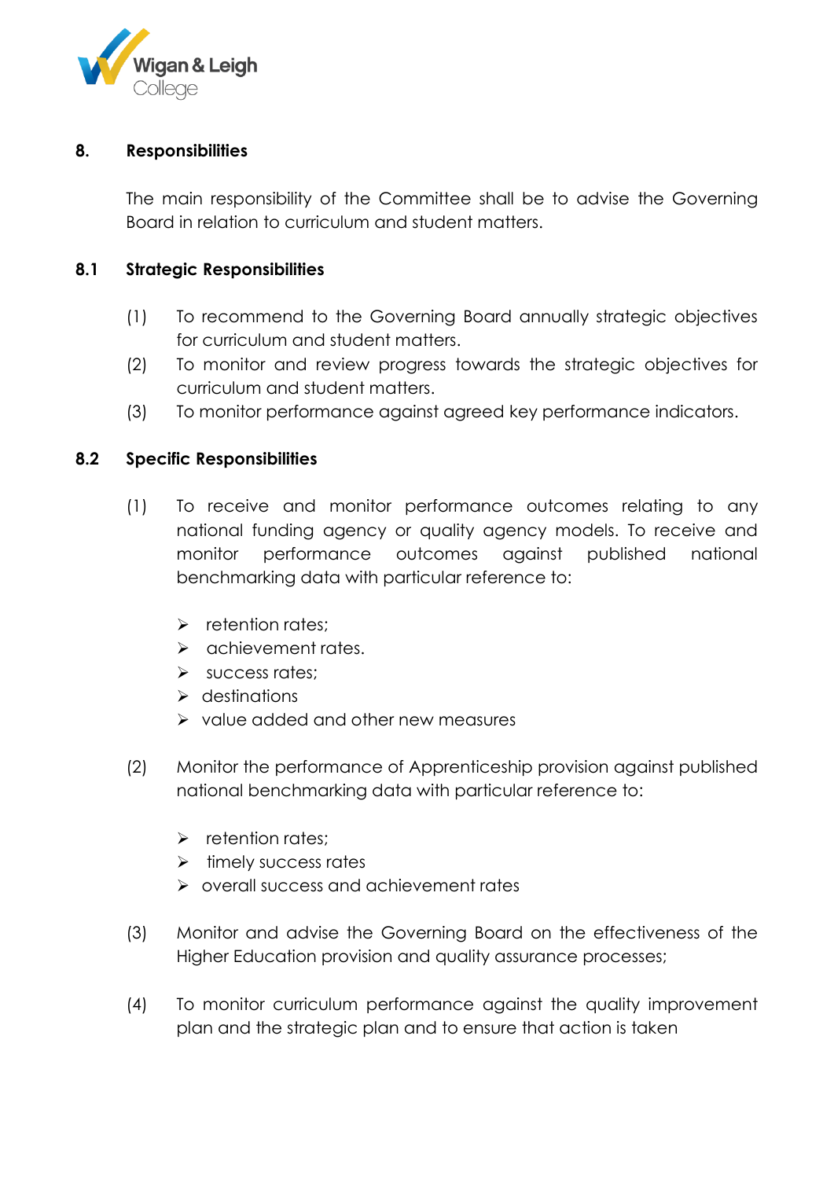## 8. Responsibilities

The main responsibility of the Committee shall be to advise the Governing Board in relation to curriculum and student matters.

### 8.1 Strategic Responsibilities

(1) To recommend to the Governing Board annually strategic objectives for curriculum and student matters.

(2) To monitor and review progress towards the strategic objectives for curriculum and student matters.

(3) To monitor performance against agreed key performance indicators.

### 8.2 Specific Responsibilities

(1) To receive and monitor performance outcomes relating to any national funding agency or quality agency models. To receive and monitor performance outcomes against published national benchmarking data with particular reference to:

- retention rates;
- achievement rates.
- success rates;
- destinations
- value added and other new measures

(2) Monitor the performance of Apprenticeship provision against published national benchmarking data with particular reference to:

- retention rates;
- timely success rates
- overall success and achievement rates

(3) Monitor and advise the Governing Board on the effectiveness of the Higher Education provision and quality assurance processes;

(4) To monitor curriculum performance against the quality improvement plan and the strategic plan and to ensure that action is taken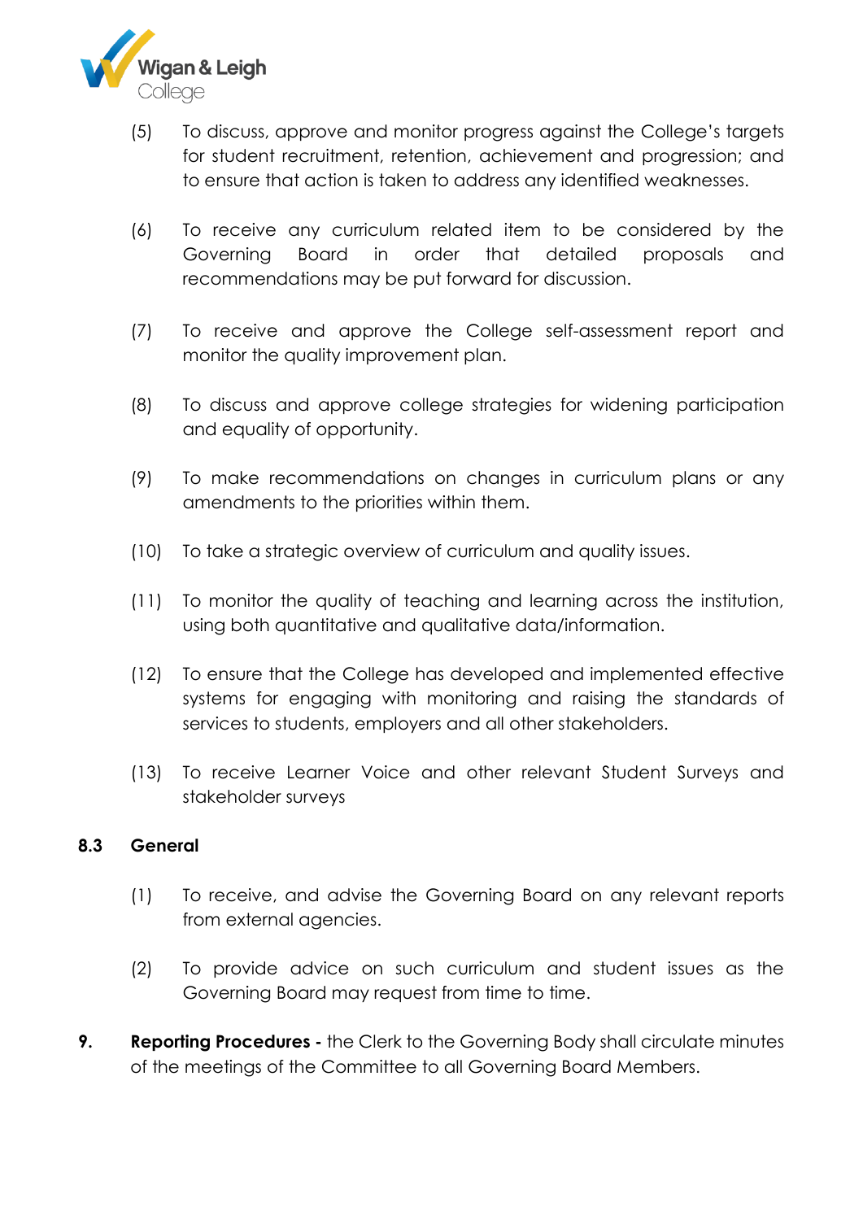(5) To discuss, approve and monitor progress against the College's targets for student recruitment, retention, achievement and progression; and to ensure that action is taken to address any identified weaknesses.

(6) To receive any curriculum related item to be considered by the Governing Board in order that detailed proposals and recommendations may be put forward for discussion.

(7) To receive and approve the College self-assessment report and monitor the quality improvement plan.

(8) To discuss and approve college strategies for widening participation and equality of opportunity.

(9) To make recommendations on changes in curriculum plans or any amendments to the priorities within them.

(10) To take a strategic overview of curriculum and quality issues.

(11) To monitor the quality of teaching and learning across the institution, using both quantitative and qualitative data/information.

(12) To ensure that the College has developed and implemented effective systems for engaging with monitoring and raising the standards of services to students, employers and all other stakeholders.

(13) To receive Learner Voice and other relevant Student Surveys and stakeholder surveys

### 8.3 General

(1) To receive, and advise the Governing Board on any relevant reports from external agencies.

(2) To provide advice on such curriculum and student issues as the Governing Board may request from time to time.

**9. Reporting Procedures -** the Clerk to the Governing Body shall circulate minutes of the meetings of the Committee to all Governing Board Members.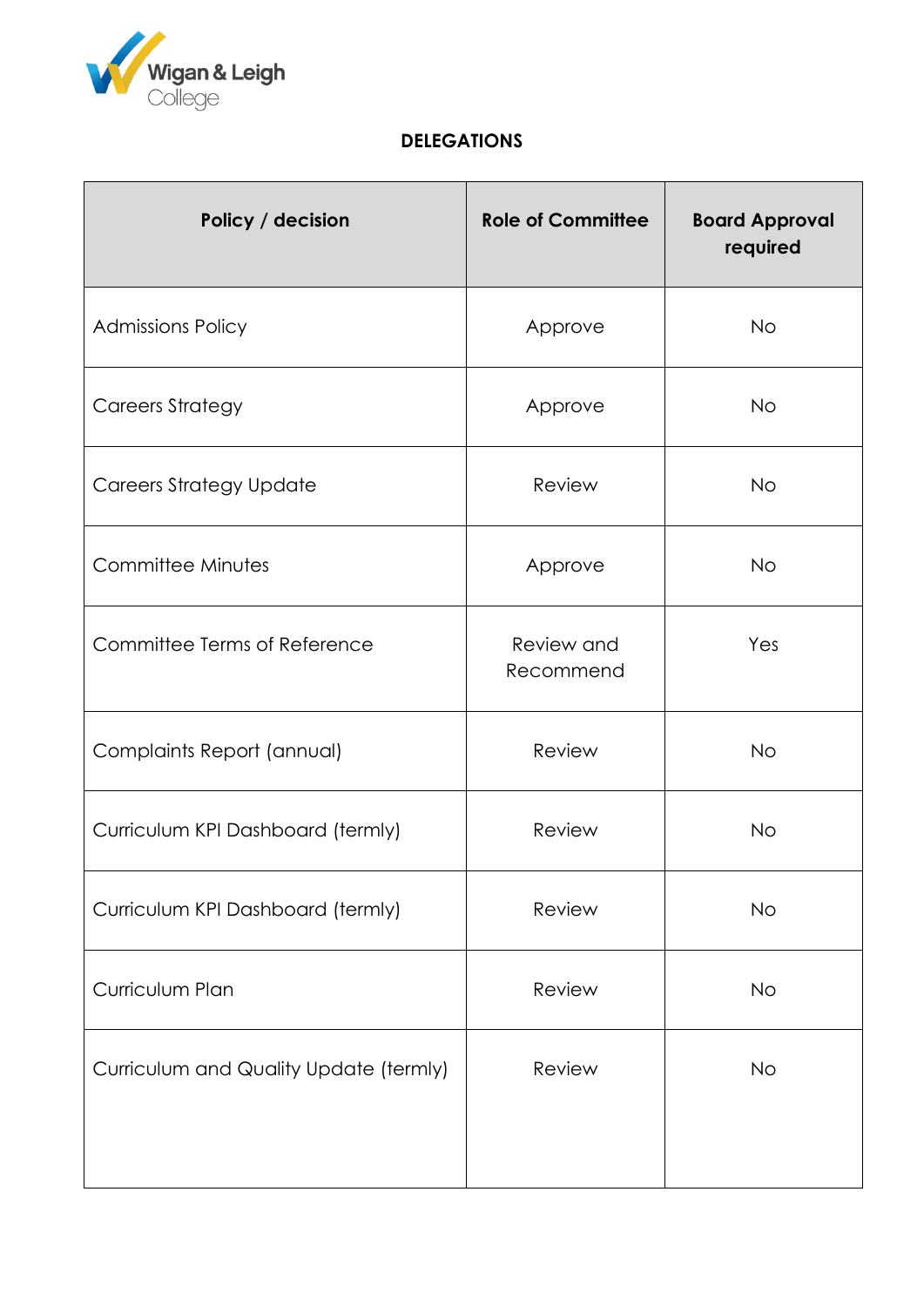**DELEGATIONS**

| Policy / decision | Role of Committee | Board Approval required |
|---|---|---|
| Admissions Policy | Approve | No |
| Careers Strategy | Approve | No |
| Careers Strategy Update | Review | No |
| Committee Minutes | Approve | No |
| Committee Terms of Reference | Review and Recommend | Yes |
| Complaints Report (annual) | Review | No |
| Curriculum KPI Dashboard (termly) | Review | No |
| Curriculum KPI Dashboard (termly) | Review | No |
| Curriculum Plan | Review | No |
| Curriculum and Quality Update (termly) | Review | No |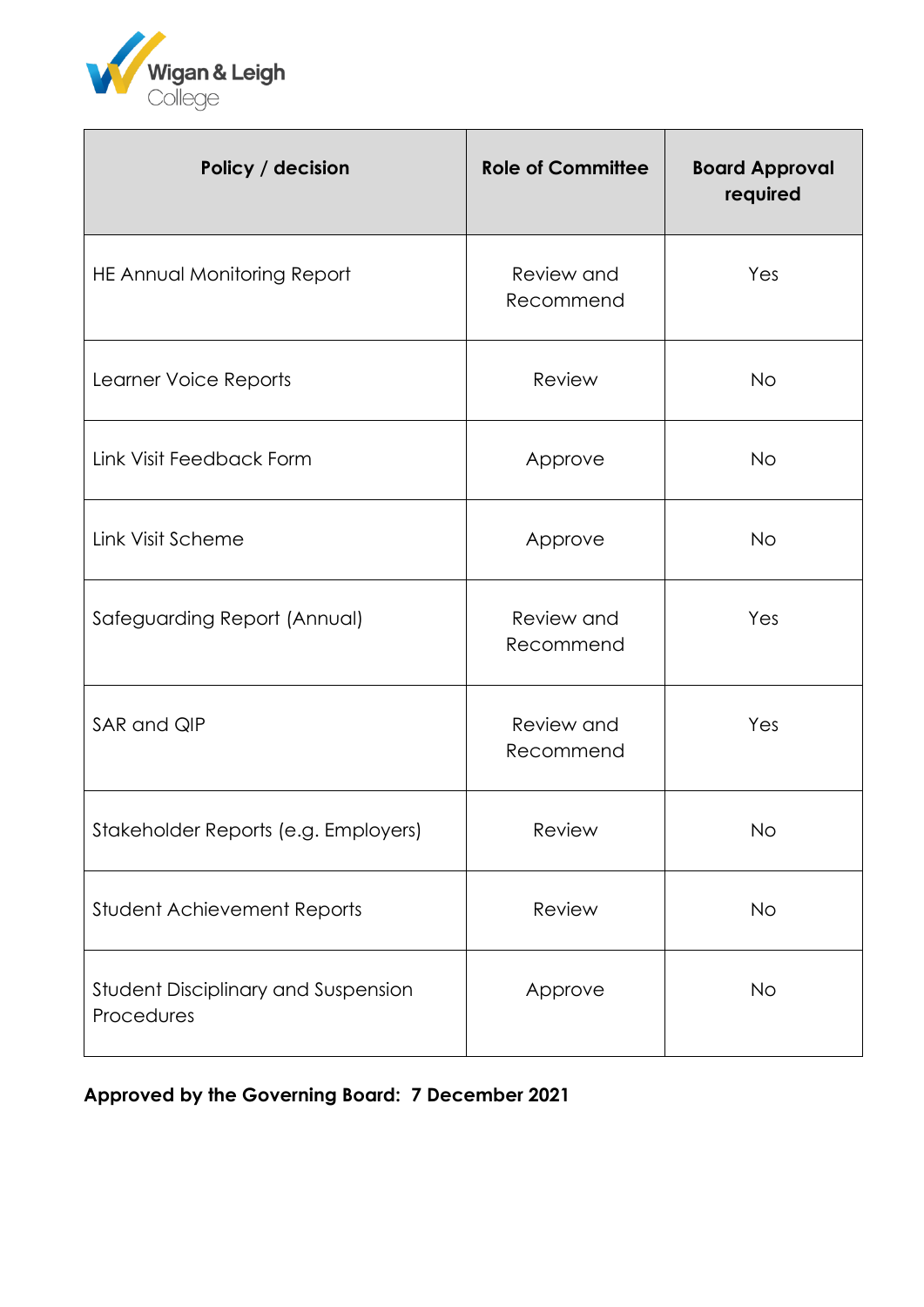| Policy / decision | Role of Committee | Board Approval required |
|---|---|---|
| HE Annual Monitoring Report | Review and Recommend | Yes |
| Learner Voice Reports | Review | No |
| Link Visit Feedback Form | Approve | No |
| Link Visit Scheme | Approve | No |
| Safeguarding Report (Annual) | Review and Recommend | Yes |
| SAR and QIP | Review and Recommend | Yes |
| Stakeholder Reports (e.g. Employers) | Review | No |
| Student Achievement Reports | Review | No |
| Student Disciplinary and Suspension Procedures | Approve | No |

**Approved by the Governing Board: 7 December 2021**